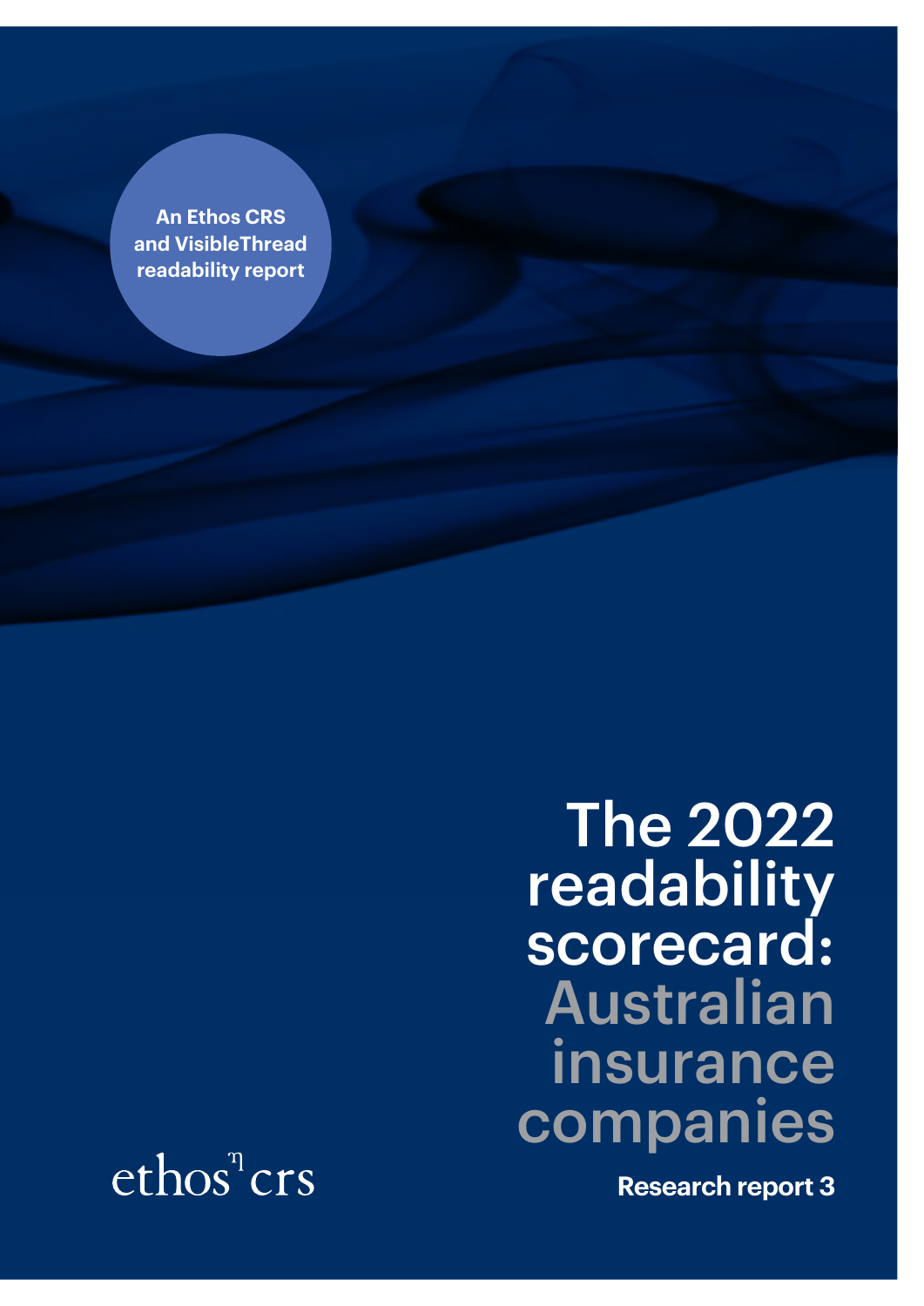An Ethos CRS and VisibleThread readability report

# The 2022 readability scorecard: Australian insurance companies

**Research report 3**

ethos crs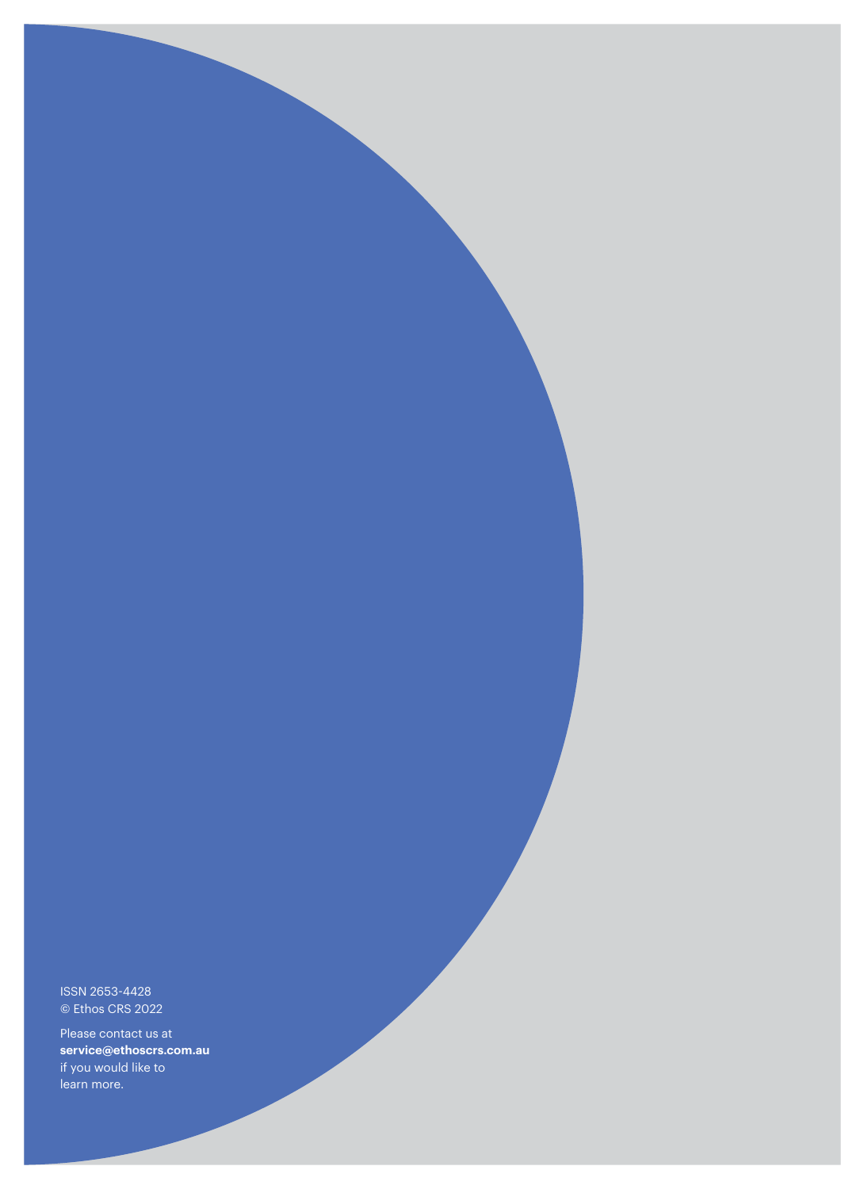ISSN 2653-4428
© Ethos CRS 2022

Please contact us at **service@ethoscrs.com.au** if you would like to learn more.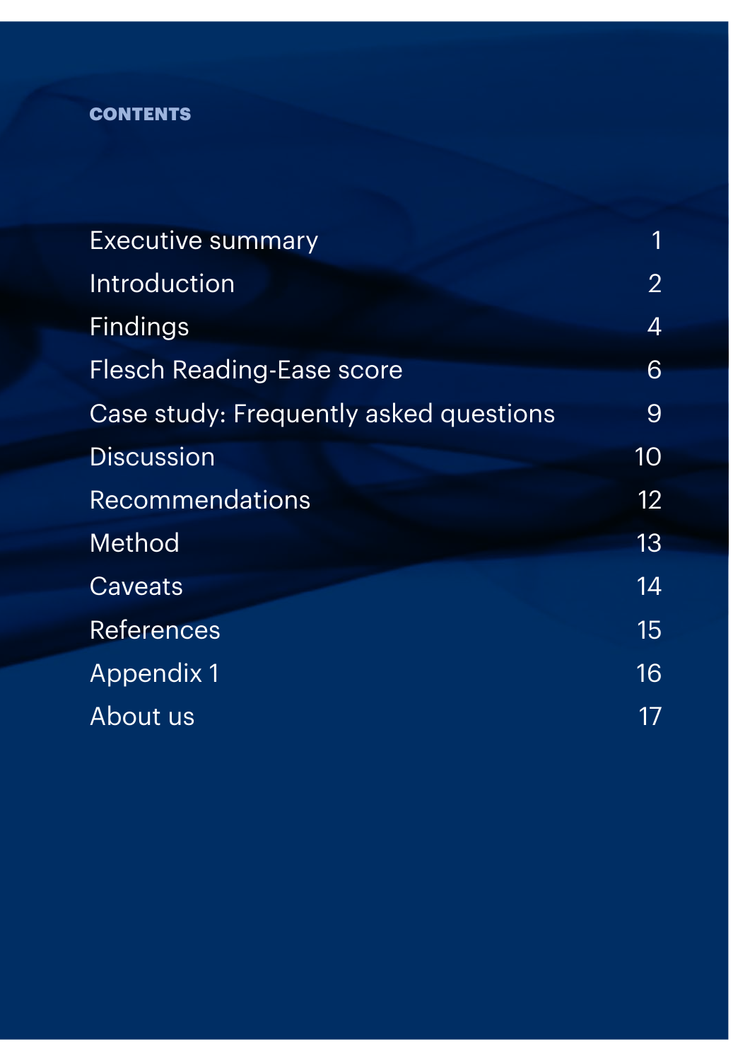## CONTENTS

| | |
|---|---|
| Executive summary | 1 |
| Introduction | 2 |
| Findings | 4 |
| Flesch Reading-Ease score | 6 |
| Case study: Frequently asked questions | 9 |
| Discussion | 10 |
| Recommendations | 12 |
| Method | 13 |
| Caveats | 14 |
| References | 15 |
| Appendix 1 | 16 |
| About us | 17 |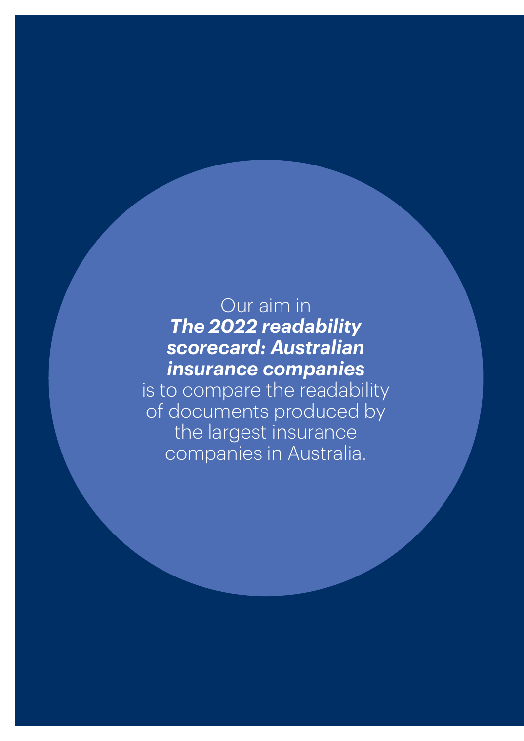Our aim in ***The 2022 readability scorecard: Australian insurance companies*** is to compare the readability of documents produced by the largest insurance companies in Australia.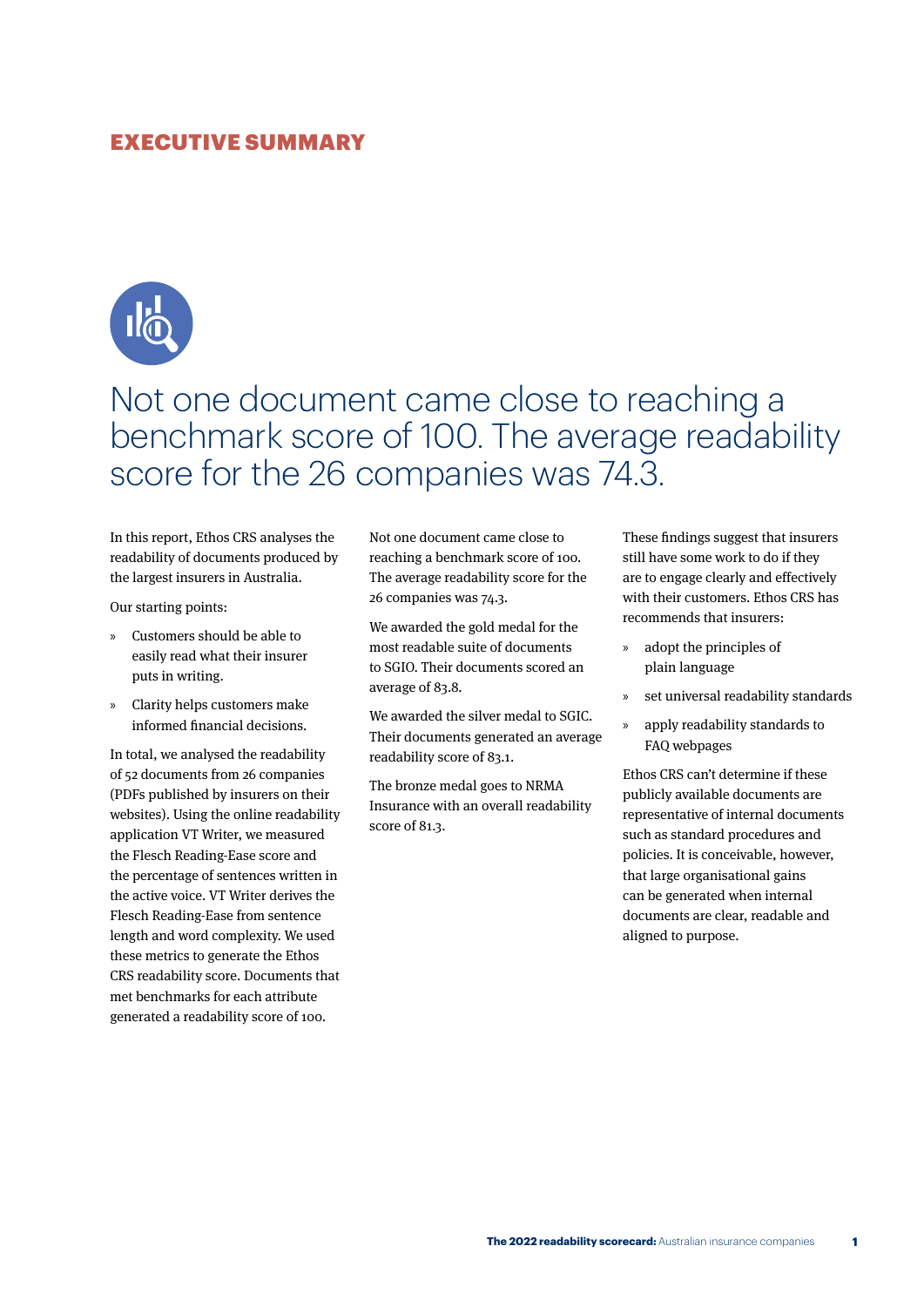# EXECUTIVE SUMMARY

## Not one document came close to reaching a benchmark score of 100. The average readability score for the 26 companies was 74.3.

In this report, Ethos CRS analyses the readability of documents produced by the largest insurers in Australia.

Our starting points:

- Customers should be able to easily read what their insurer puts in writing.
- Clarity helps customers make informed financial decisions.

In total, we analysed the readability of 52 documents from 26 companies (PDFs published by insurers on their websites). Using the online readability application VT Writer, we measured the Flesch Reading-Ease score and the percentage of sentences written in the active voice. VT Writer derives the Flesch Reading-Ease from sentence length and word complexity. We used these metrics to generate the Ethos CRS readability score. Documents that met benchmarks for each attribute generated a readability score of 100.

Not one document came close to reaching a benchmark score of 100. The average readability score for the 26 companies was 74.3.

We awarded the gold medal for the most readable suite of documents to SGIO. Their documents scored an average of 83.8.

We awarded the silver medal to SGIC. Their documents generated an average readability score of 83.1.

The bronze medal goes to NRMA Insurance with an overall readability score of 81.3.

These findings suggest that insurers still have some work to do if they are to engage clearly and effectively with their customers. Ethos CRS has recommends that insurers:

- adopt the principles of plain language
- set universal readability standards
- apply readability standards to FAQ webpages

Ethos CRS can't determine if these publicly available documents are representative of internal documents such as standard procedures and policies. It is conceivable, however, that large organisational gains can be generated when internal documents are clear, readable and aligned to purpose.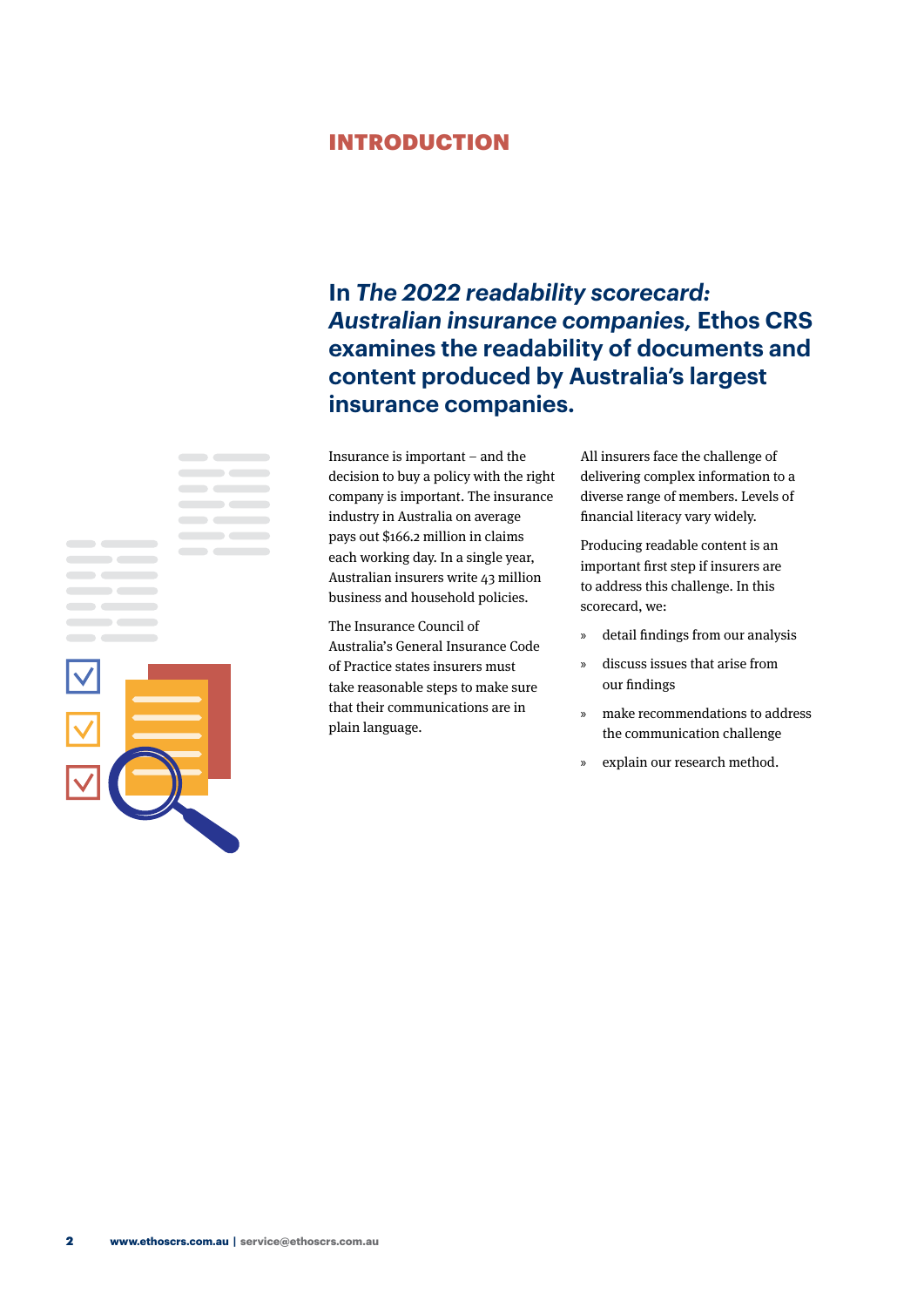# INTRODUCTION

## In *The 2022 readability scorecard: Australian insurance companies,* Ethos CRS examines the readability of documents and content produced by Australia's largest insurance companies.

Insurance is important – and the decision to buy a policy with the right company is important. The insurance industry in Australia on average pays out $166.2 million in claims each working day. In a single year, Australian insurers write 43 million business and household policies.

The Insurance Council of Australia's General Insurance Code of Practice states insurers must take reasonable steps to make sure that their communications are in plain language.

All insurers face the challenge of delivering complex information to a diverse range of members. Levels of financial literacy vary widely.

Producing readable content is an important first step if insurers are to address this challenge. In this scorecard, we:

- detail findings from our analysis
- discuss issues that arise from our findings
- make recommendations to address the communication challenge
- explain our research method.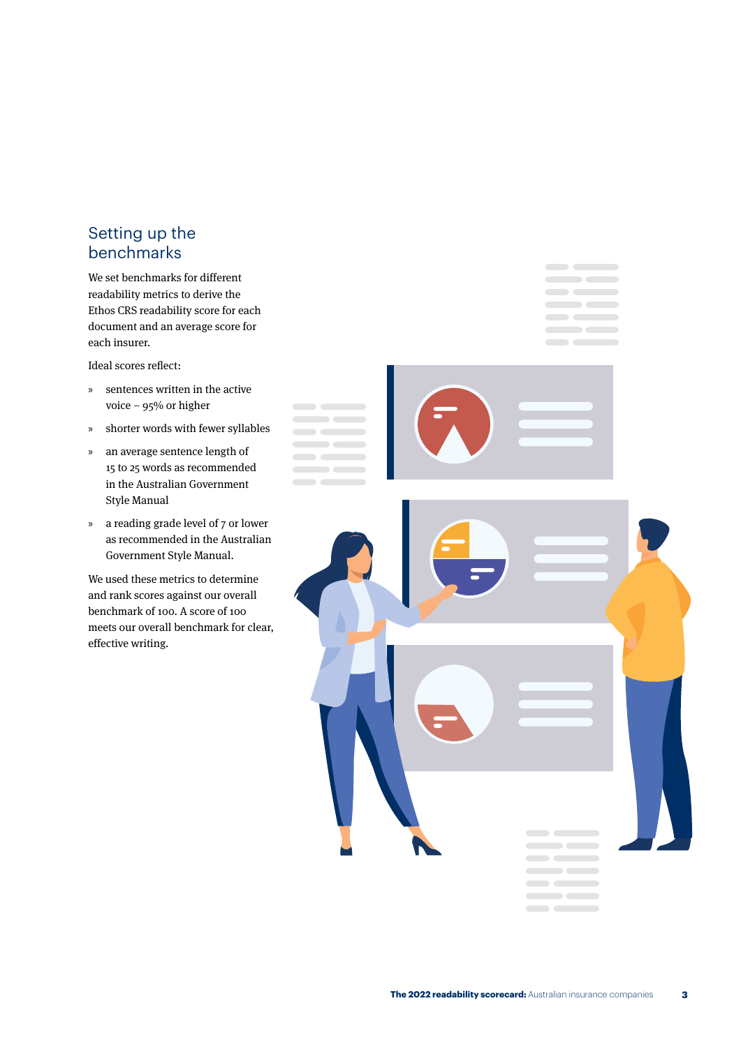## Setting up the benchmarks

We set benchmarks for different readability metrics to derive the Ethos CRS readability score for each document and an average score for each insurer.

Ideal scores reflect:

- sentences written in the active voice – 95% or higher
- shorter words with fewer syllables
- an average sentence length of 15 to 25 words as recommended in the Australian Government Style Manual
- a reading grade level of 7 or lower as recommended in the Australian Government Style Manual.

We used these metrics to determine and rank scores against our overall benchmark of 100. A score of 100 meets our overall benchmark for clear, effective writing.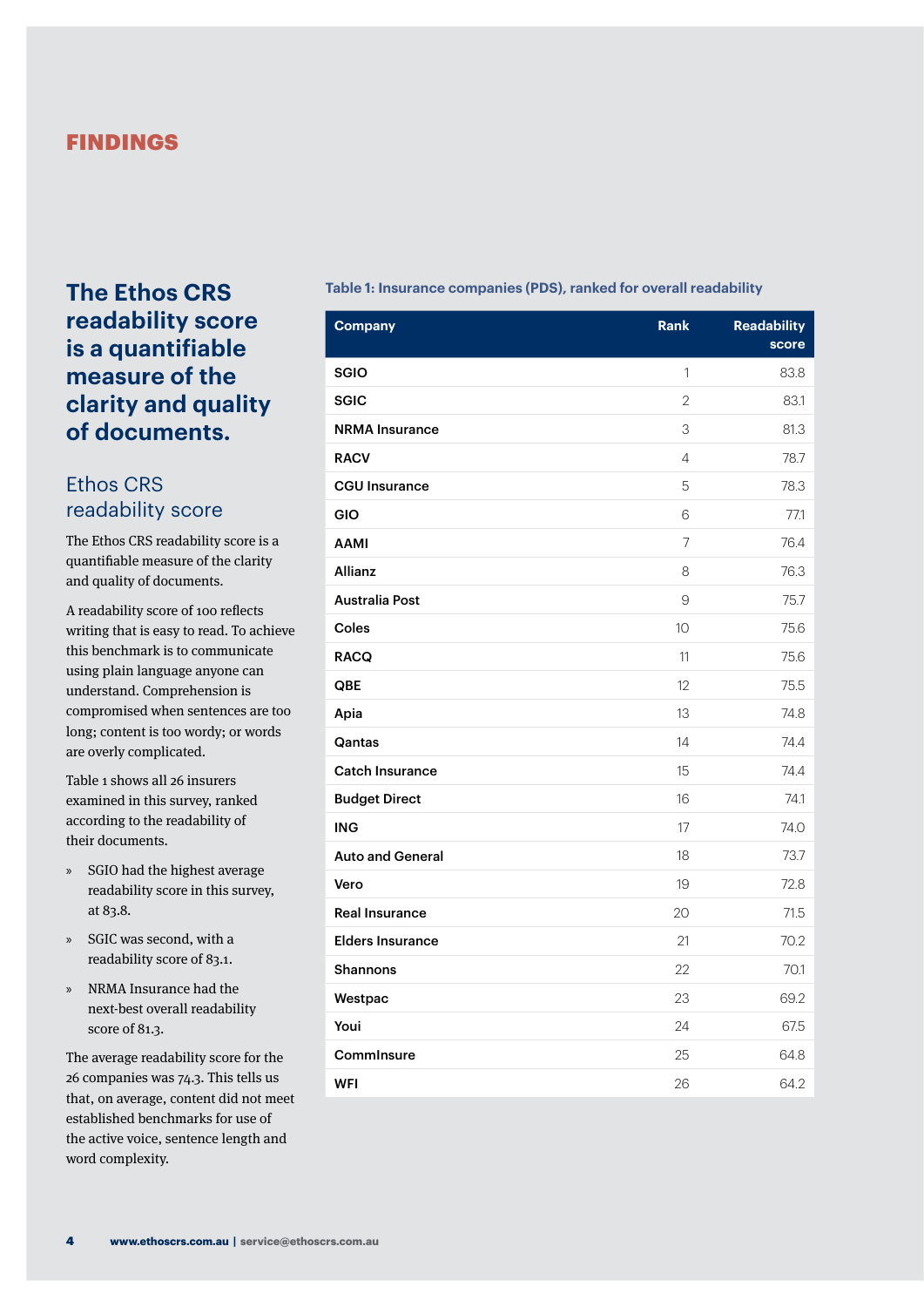# FINDINGS

## The Ethos CRS readability score is a quantifiable measure of the clarity and quality of documents.

### Ethos CRS readability score

The Ethos CRS readability score is a quantifiable measure of the clarity and quality of documents.

A readability score of 100 reflects writing that is easy to read. To achieve this benchmark is to communicate using plain language anyone can understand. Comprehension is compromised when sentences are too long; content is too wordy; or words are overly complicated.

Table 1 shows all 26 insurers examined in this survey, ranked according to the readability of their documents.

- SGIO had the highest average readability score in this survey, at 83.8.
- SGIC was second, with a readability score of 83.1.
- NRMA Insurance had the next-best overall readability score of 81.3.

The average readability score for the 26 companies was 74.3. This tells us that, on average, content did not meet established benchmarks for use of the active voice, sentence length and word complexity.

**Table 1: Insurance companies (PDS), ranked for overall readability**

| Company | Rank | Readability score |
|---|---|---|
| SGIO | 1 | 83.8 |
| SGIC | 2 | 83.1 |
| NRMA Insurance | 3 | 81.3 |
| RACV | 4 | 78.7 |
| CGU Insurance | 5 | 78.3 |
| GIO | 6 | 77.1 |
| AAMI | 7 | 76.4 |
| Allianz | 8 | 76.3 |
| Australia Post | 9 | 75.7 |
| Coles | 10 | 75.6 |
| RACQ | 11 | 75.6 |
| QBE | 12 | 75.5 |
| Apia | 13 | 74.8 |
| Qantas | 14 | 74.4 |
| Catch Insurance | 15 | 74.4 |
| Budget Direct | 16 | 74.1 |
| ING | 17 | 74.0 |
| Auto and General | 18 | 73.7 |
| Vero | 19 | 72.8 |
| Real Insurance | 20 | 71.5 |
| Elders Insurance | 21 | 70.2 |
| Shannons | 22 | 70.1 |
| Westpac | 23 | 69.2 |
| Youi | 24 | 67.5 |
| CommInsure | 25 | 64.8 |
| WFI | 26 | 64.2 |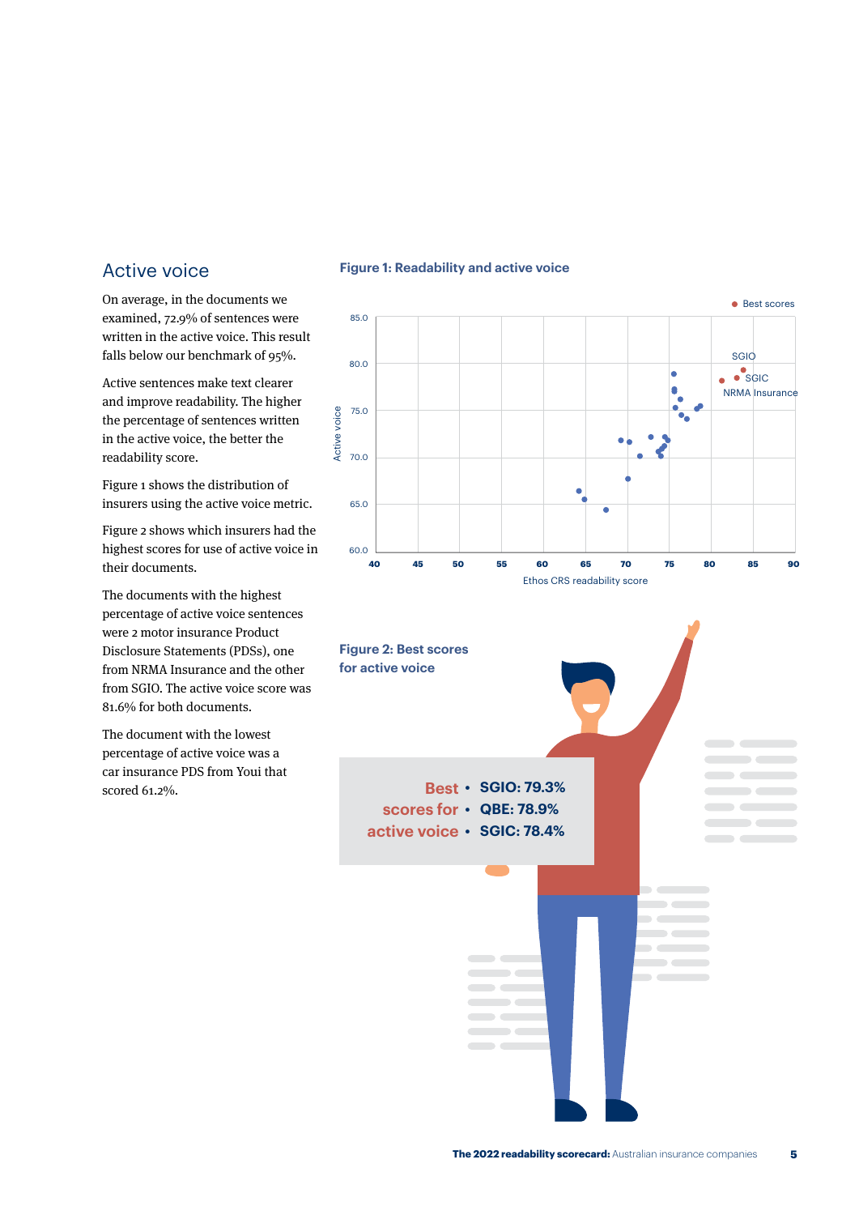## Active voice

On average, in the documents we examined, 72.9% of sentences were written in the active voice. This result falls below our benchmark of 95%.

Active sentences make text clearer and improve readability. The higher the percentage of sentences written in the active voice, the better the readability score.

Figure 1 shows the distribution of insurers using the active voice metric.

Figure 2 shows which insurers had the highest scores for use of active voice in their documents.

The documents with the highest percentage of active voice sentences were 2 motor insurance Product Disclosure Statements (PDSs), one from NRMA Insurance and the other from SGIO. The active voice score was 81.6% for both documents.

The document with the lowest percentage of active voice was a car insurance PDS from Youi that scored 61.2%.

**Figure 1: Readability and active voice**

● Best scores

SGIO

SGIC

NRMA Insurance

Active voice: 60.0, 65.0, 70.0, 75.0, 80.0, 85.0

Ethos CRS readability score: 40, 45, 50, 55, 60, 65, 70, 75, 80, 85, 90

**Figure 2: Best scores for active voice**

Best scores for active voice

- SGIO: 79.3%
- QBE: 78.9%
- SGIC: 78.4%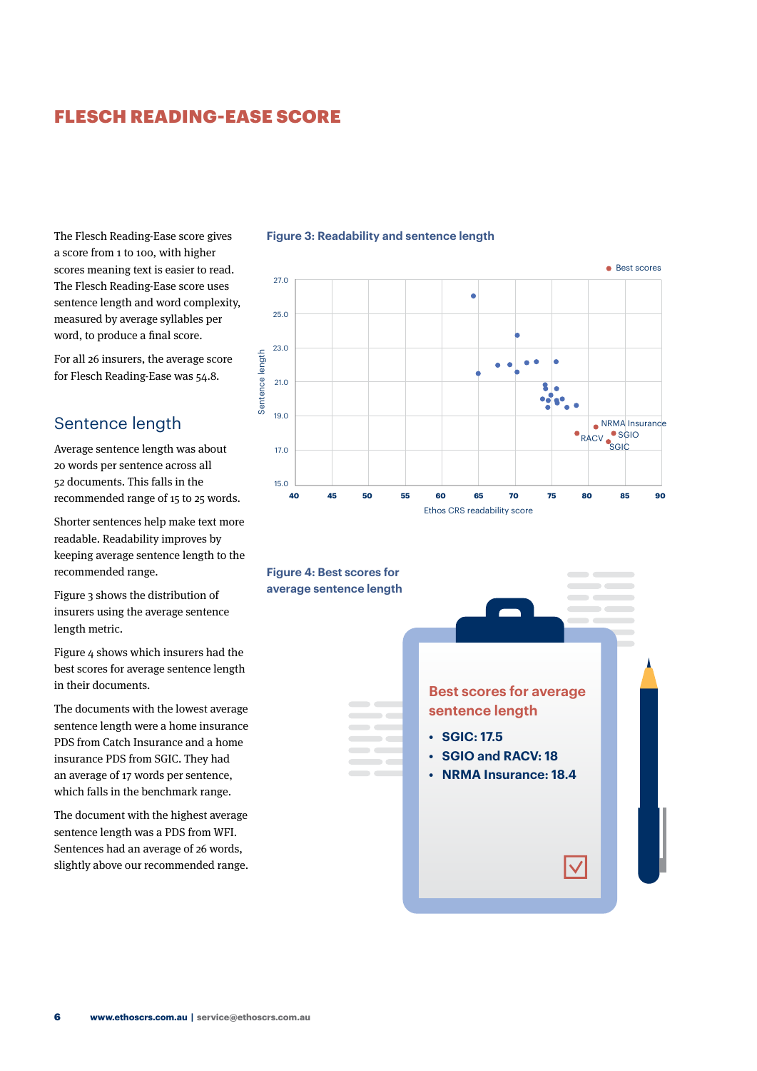# FLESCH READING-EASE SCORE

The Flesch Reading-Ease score gives a score from 1 to 100, with higher scores meaning text is easier to read. The Flesch Reading-Ease score uses sentence length and word complexity, measured by average syllables per word, to produce a final score.

For all 26 insurers, the average score for Flesch Reading-Ease was 54.8.

## Sentence length

Average sentence length was about 20 words per sentence across all 52 documents. This falls in the recommended range of 15 to 25 words.

Shorter sentences help make text more readable. Readability improves by keeping average sentence length to the recommended range.

Figure 3 shows the distribution of insurers using the average sentence length metric.

Figure 4 shows which insurers had the best scores for average sentence length in their documents.

The documents with the lowest average sentence length were a home insurance PDS from Catch Insurance and a home insurance PDS from SGIC. They had an average of 17 words per sentence, which falls in the benchmark range.

The document with the highest average sentence length was a PDS from WFI. Sentences had an average of 26 words, slightly above our recommended range.

**Figure 3: Readability and sentence length**

**Figure 4: Best scores for average sentence length**

**Best scores for average sentence length**

- **SGIC: 17.5**
- **SGIO and RACV: 18**
- **NRMA Insurance: 18.4**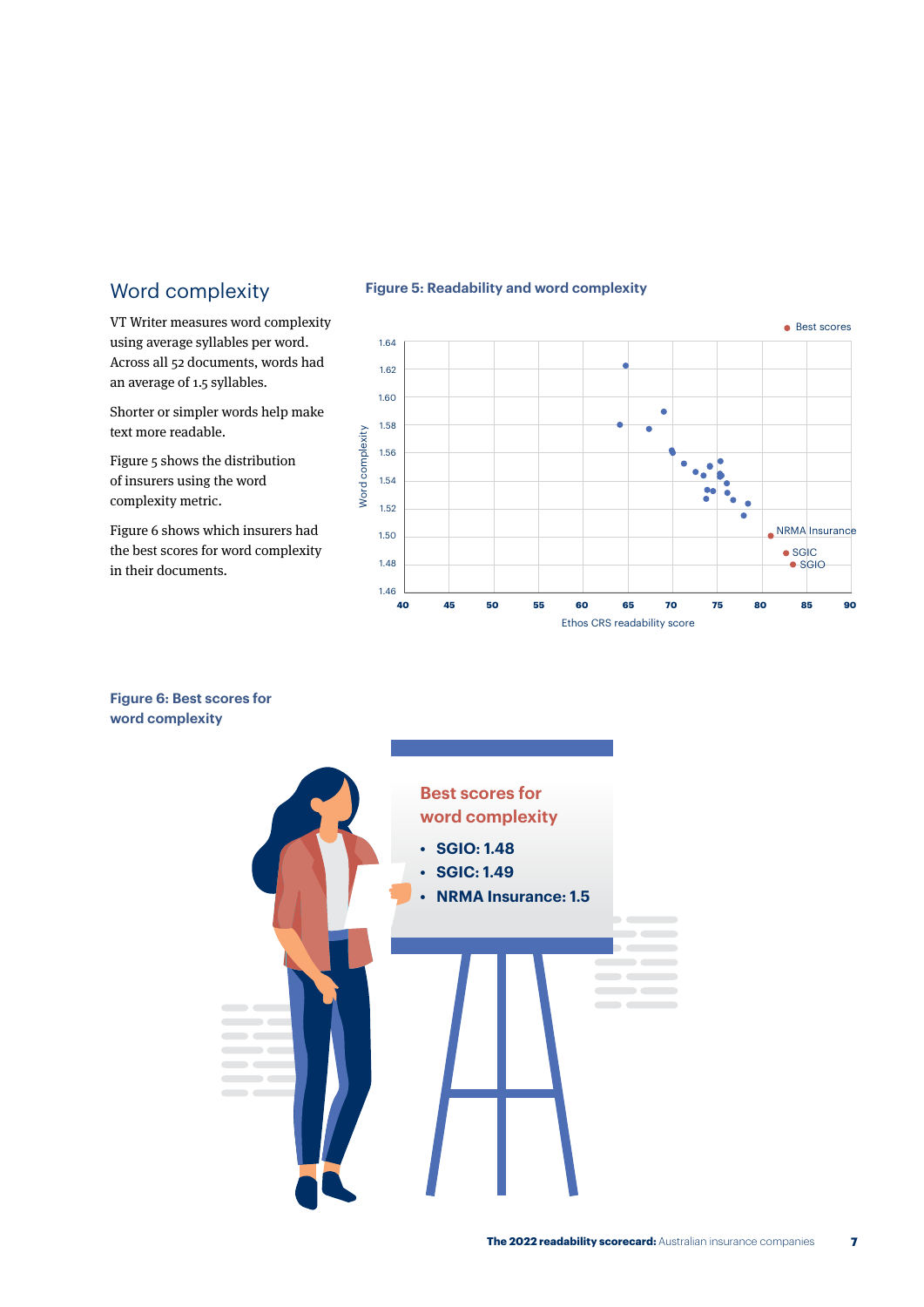## Word complexity

VT Writer measures word complexity using average syllables per word. Across all 52 documents, words had an average of 1.5 syllables.

Shorter or simpler words help make text more readable.

Figure 5 shows the distribution of insurers using the word complexity metric.

Figure 6 shows which insurers had the best scores for word complexity in their documents.

**Figure 5: Readability and word complexity**

**Figure 6: Best scores for word complexity**

**Best scores for word complexity**

- **SGIO: 1.48**
- **SGIC: 1.49**
- **NRMA Insurance: 1.5**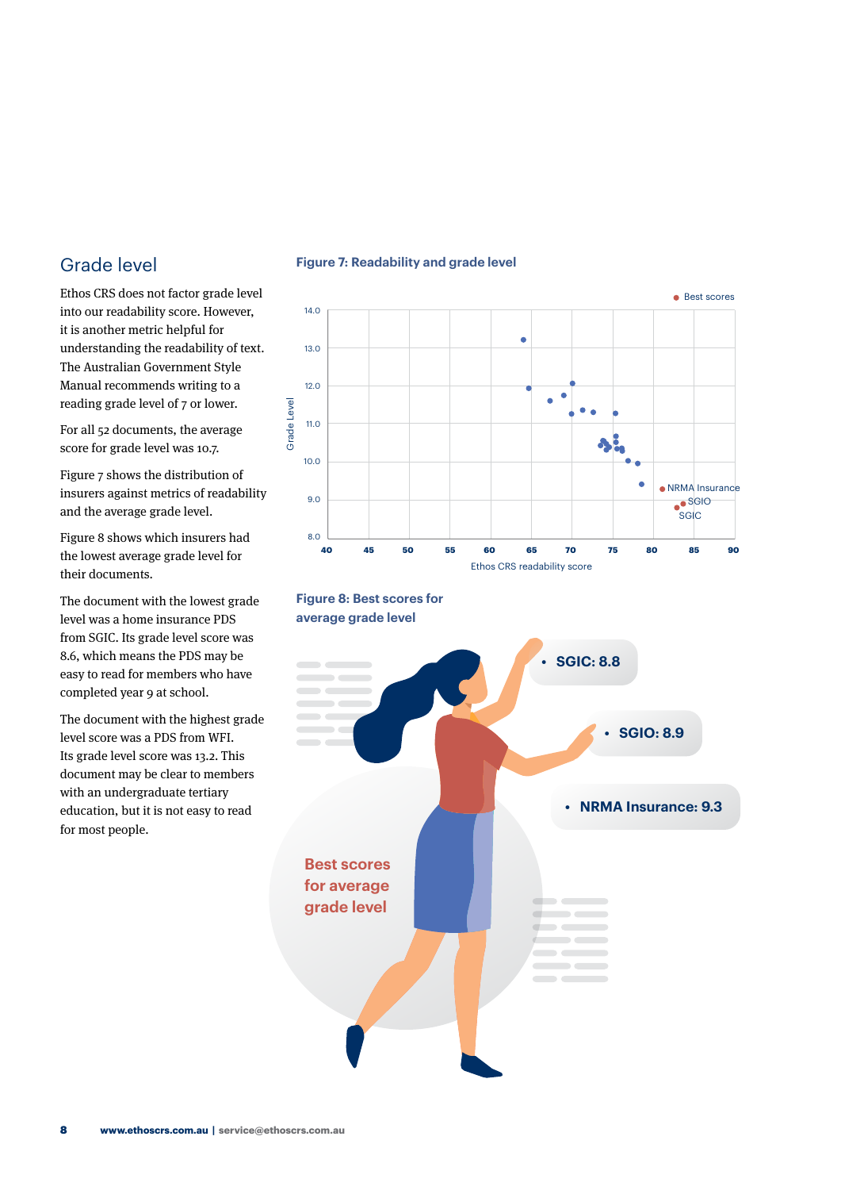## Grade level

Ethos CRS does not factor grade level into our readability score. However, it is another metric helpful for understanding the readability of text. The Australian Government Style Manual recommends writing to a reading grade level of 7 or lower.

For all 52 documents, the average score for grade level was 10.7.

Figure 7 shows the distribution of insurers against metrics of readability and the average grade level.

Figure 8 shows which insurers had the lowest average grade level for their documents.

The document with the lowest grade level was a home insurance PDS from SGIC. Its grade level score was 8.6, which means the PDS may be easy to read for members who have completed year 9 at school.

The document with the highest grade level score was a PDS from WFI. Its grade level score was 13.2. This document may be clear to members with an undergraduate tertiary education, but it is not easy to read for most people.

**Figure 7: Readability and grade level**

● Best scores

Grade Level (8.0–14.0) vs Ethos CRS readability score (40–90)

Labelled points: NRMA Insurance, SGIO, SGIC

**Figure 8: Best scores for average grade level**

Best scores for average grade level

- SGIC: 8.8
- SGIO: 8.9
- NRMA Insurance: 9.3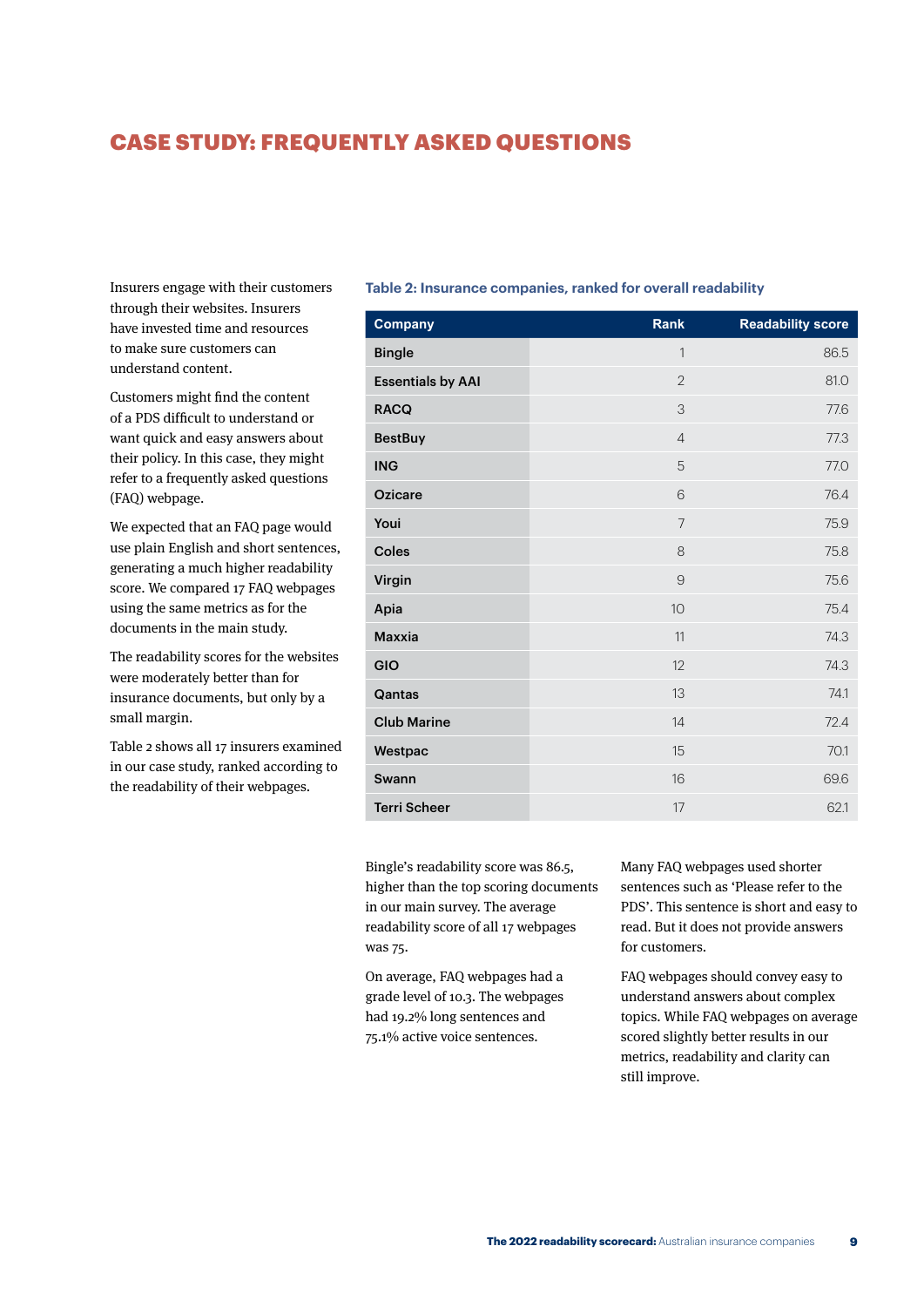# CASE STUDY: FREQUENTLY ASKED QUESTIONS

Insurers engage with their customers through their websites. Insurers have invested time and resources to make sure customers can understand content.

Customers might find the content of a PDS difficult to understand or want quick and easy answers about their policy. In this case, they might refer to a frequently asked questions (FAQ) webpage.

We expected that an FAQ page would use plain English and short sentences, generating a much higher readability score. We compared 17 FAQ webpages using the same metrics as for the documents in the main study.

The readability scores for the websites were moderately better than for insurance documents, but only by a small margin.

Table 2 shows all 17 insurers examined in our case study, ranked according to the readability of their webpages.

**Table 2: Insurance companies, ranked for overall readability**

| Company | Rank | Readability score |
|---|---|---|
| Bingle | 1 | 86.5 |
| Essentials by AAI | 2 | 81.0 |
| RACQ | 3 | 77.6 |
| BestBuy | 4 | 77.3 |
| ING | 5 | 77.0 |
| Ozicare | 6 | 76.4 |
| Youi | 7 | 75.9 |
| Coles | 8 | 75.8 |
| Virgin | 9 | 75.6 |
| Apia | 10 | 75.4 |
| Maxxia | 11 | 74.3 |
| GIO | 12 | 74.3 |
| Qantas | 13 | 74.1 |
| Club Marine | 14 | 72.4 |
| Westpac | 15 | 70.1 |
| Swann | 16 | 69.6 |
| Terri Scheer | 17 | 62.1 |

Bingle's readability score was 86.5, higher than the top scoring documents in our main survey. The average readability score of all 17 webpages was 75.

On average, FAQ webpages had a grade level of 10.3. The webpages had 19.2% long sentences and 75.1% active voice sentences.

Many FAQ webpages used shorter sentences such as 'Please refer to the PDS'. This sentence is short and easy to read. But it does not provide answers for customers.

FAQ webpages should convey easy to understand answers about complex topics. While FAQ webpages on average scored slightly better results in our metrics, readability and clarity can still improve.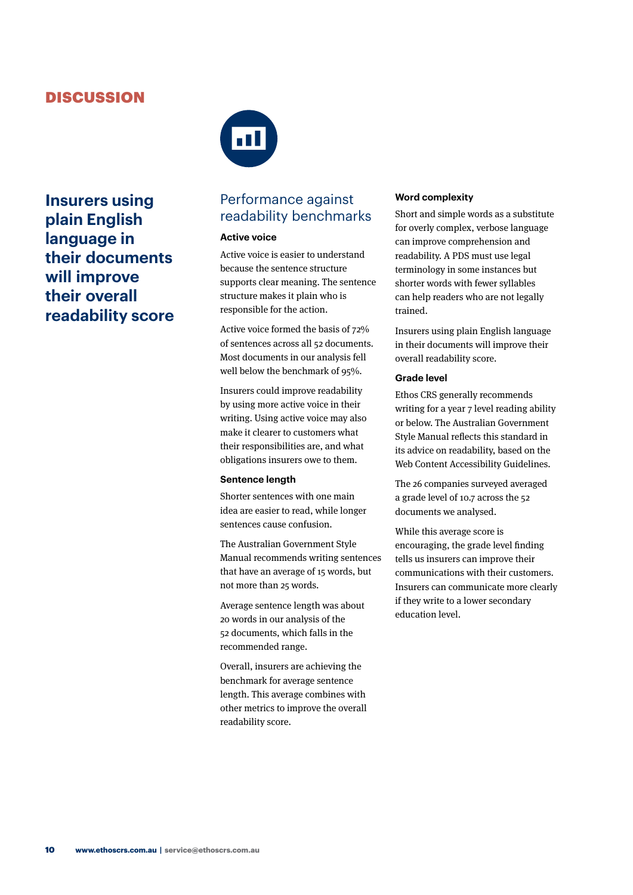# DISCUSSION

## Insurers using plain English language in their documents will improve their overall readability score

## Performance against readability benchmarks

### Active voice

Active voice is easier to understand because the sentence structure supports clear meaning. The sentence structure makes it plain who is responsible for the action.

Active voice formed the basis of 72% of sentences across all 52 documents. Most documents in our analysis fell well below the benchmark of 95%.

Insurers could improve readability by using more active voice in their writing. Using active voice may also make it clearer to customers what their responsibilities are, and what obligations insurers owe to them.

### Sentence length

Shorter sentences with one main idea are easier to read, while longer sentences cause confusion.

The Australian Government Style Manual recommends writing sentences that have an average of 15 words, but not more than 25 words.

Average sentence length was about 20 words in our analysis of the 52 documents, which falls in the recommended range.

Overall, insurers are achieving the benchmark for average sentence length. This average combines with other metrics to improve the overall readability score.

### Word complexity

Short and simple words as a substitute for overly complex, verbose language can improve comprehension and readability. A PDS must use legal terminology in some instances but shorter words with fewer syllables can help readers who are not legally trained.

Insurers using plain English language in their documents will improve their overall readability score.

### Grade level

Ethos CRS generally recommends writing for a year 7 level reading ability or below. The Australian Government Style Manual reflects this standard in its advice on readability, based on the Web Content Accessibility Guidelines.

The 26 companies surveyed averaged a grade level of 10.7 across the 52 documents we analysed.

While this average score is encouraging, the grade level finding tells us insurers can improve their communications with their customers. Insurers can communicate more clearly if they write to a lower secondary education level.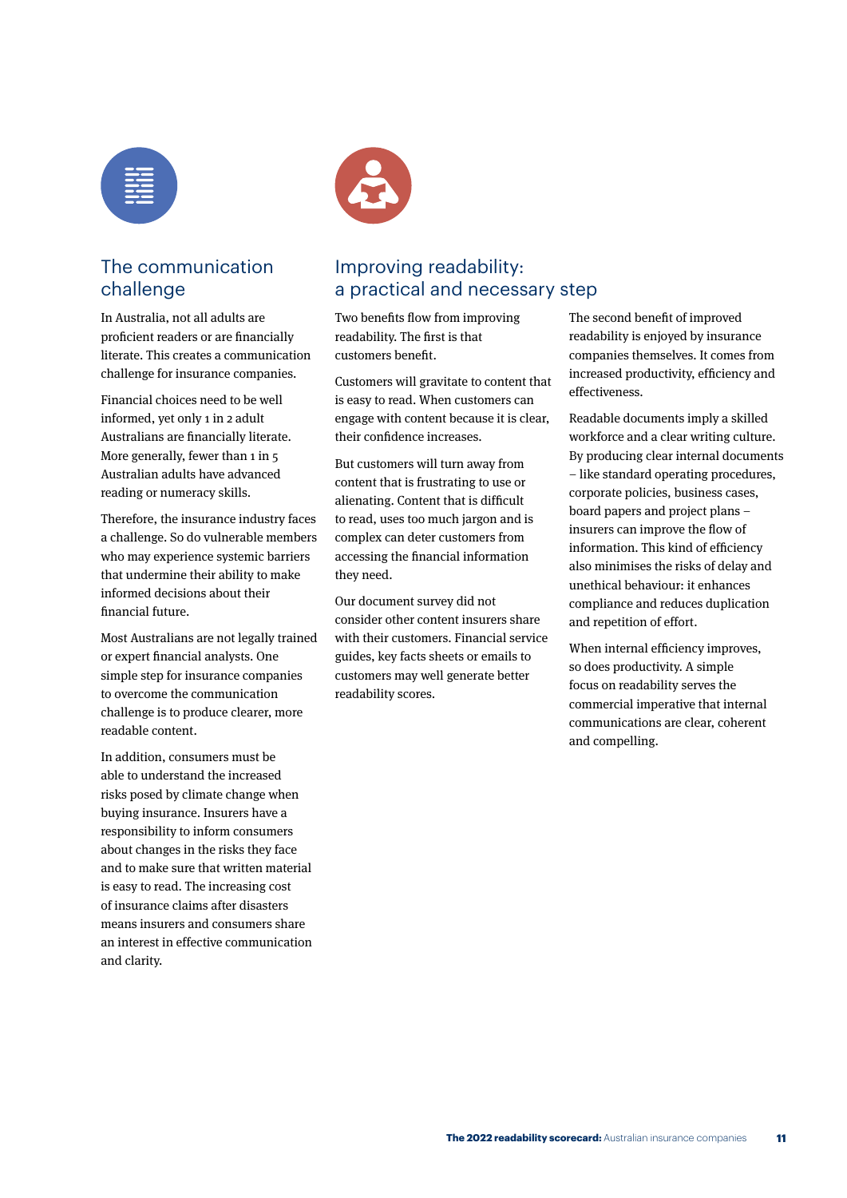## The communication challenge

In Australia, not all adults are proficient readers or are financially literate. This creates a communication challenge for insurance companies.

Financial choices need to be well informed, yet only 1 in 2 adult Australians are financially literate. More generally, fewer than 1 in 5 Australian adults have advanced reading or numeracy skills.

Therefore, the insurance industry faces a challenge. So do vulnerable members who may experience systemic barriers that undermine their ability to make informed decisions about their financial future.

Most Australians are not legally trained or expert financial analysts. One simple step for insurance companies to overcome the communication challenge is to produce clearer, more readable content.

In addition, consumers must be able to understand the increased risks posed by climate change when buying insurance. Insurers have a responsibility to inform consumers about changes in the risks they face and to make sure that written material is easy to read. The increasing cost of insurance claims after disasters means insurers and consumers share an interest in effective communication and clarity.

## Improving readability: a practical and necessary step

Two benefits flow from improving readability. The first is that customers benefit.

Customers will gravitate to content that is easy to read. When customers can engage with content because it is clear, their confidence increases.

But customers will turn away from content that is frustrating to use or alienating. Content that is difficult to read, uses too much jargon and is complex can deter customers from accessing the financial information they need.

Our document survey did not consider other content insurers share with their customers. Financial service guides, key facts sheets or emails to customers may well generate better readability scores.

The second benefit of improved readability is enjoyed by insurance companies themselves. It comes from increased productivity, efficiency and effectiveness.

Readable documents imply a skilled workforce and a clear writing culture. By producing clear internal documents – like standard operating procedures, corporate policies, business cases, board papers and project plans – insurers can improve the flow of information. This kind of efficiency also minimises the risks of delay and unethical behaviour: it enhances compliance and reduces duplication and repetition of effort.

When internal efficiency improves, so does productivity. A simple focus on readability serves the commercial imperative that internal communications are clear, coherent and compelling.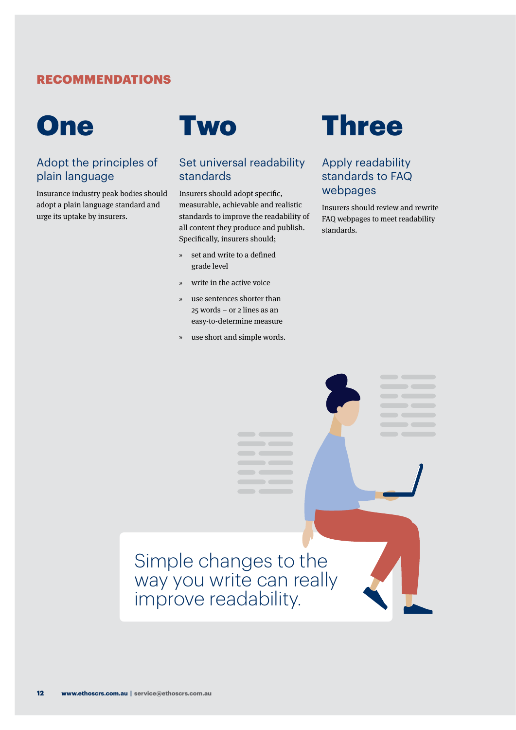**RECOMMENDATIONS**

# One

## Adopt the principles of plain language

Insurance industry peak bodies should adopt a plain language standard and urge its uptake by insurers.

# Two

## Set universal readability standards

Insurers should adopt specific, measurable, achievable and realistic standards to improve the readability of all content they produce and publish. Specifically, insurers should;

- set and write to a defined grade level
- write in the active voice
- use sentences shorter than 25 words – or 2 lines as an easy-to-determine measure
- use short and simple words.

# Three

## Apply readability standards to FAQ webpages

Insurers should review and rewrite FAQ webpages to meet readability standards.

Simple changes to the way you write can really improve readability.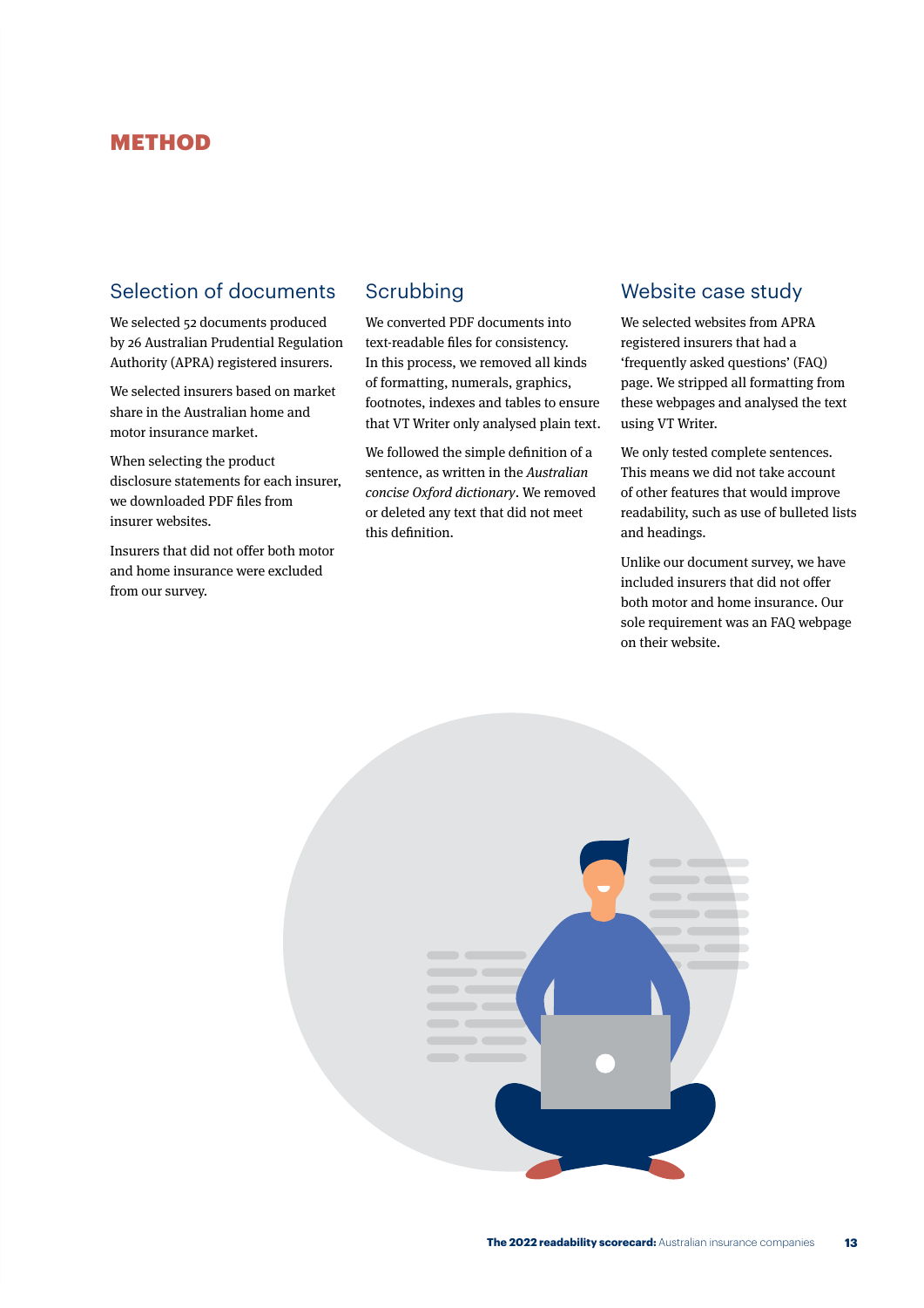# METHOD

## Selection of documents

We selected 52 documents produced by 26 Australian Prudential Regulation Authority (APRA) registered insurers.

We selected insurers based on market share in the Australian home and motor insurance market.

When selecting the product disclosure statements for each insurer, we downloaded PDF files from insurer websites.

Insurers that did not offer both motor and home insurance were excluded from our survey.

## Scrubbing

We converted PDF documents into text-readable files for consistency. In this process, we removed all kinds of formatting, numerals, graphics, footnotes, indexes and tables to ensure that VT Writer only analysed plain text.

We followed the simple definition of a sentence, as written in the *Australian concise Oxford dictionary*. We removed or deleted any text that did not meet this definition.

## Website case study

We selected websites from APRA registered insurers that had a 'frequently asked questions' (FAQ) page. We stripped all formatting from these webpages and analysed the text using VT Writer.

We only tested complete sentences. This means we did not take account of other features that would improve readability, such as use of bulleted lists and headings.

Unlike our document survey, we have included insurers that did not offer both motor and home insurance. Our sole requirement was an FAQ webpage on their website.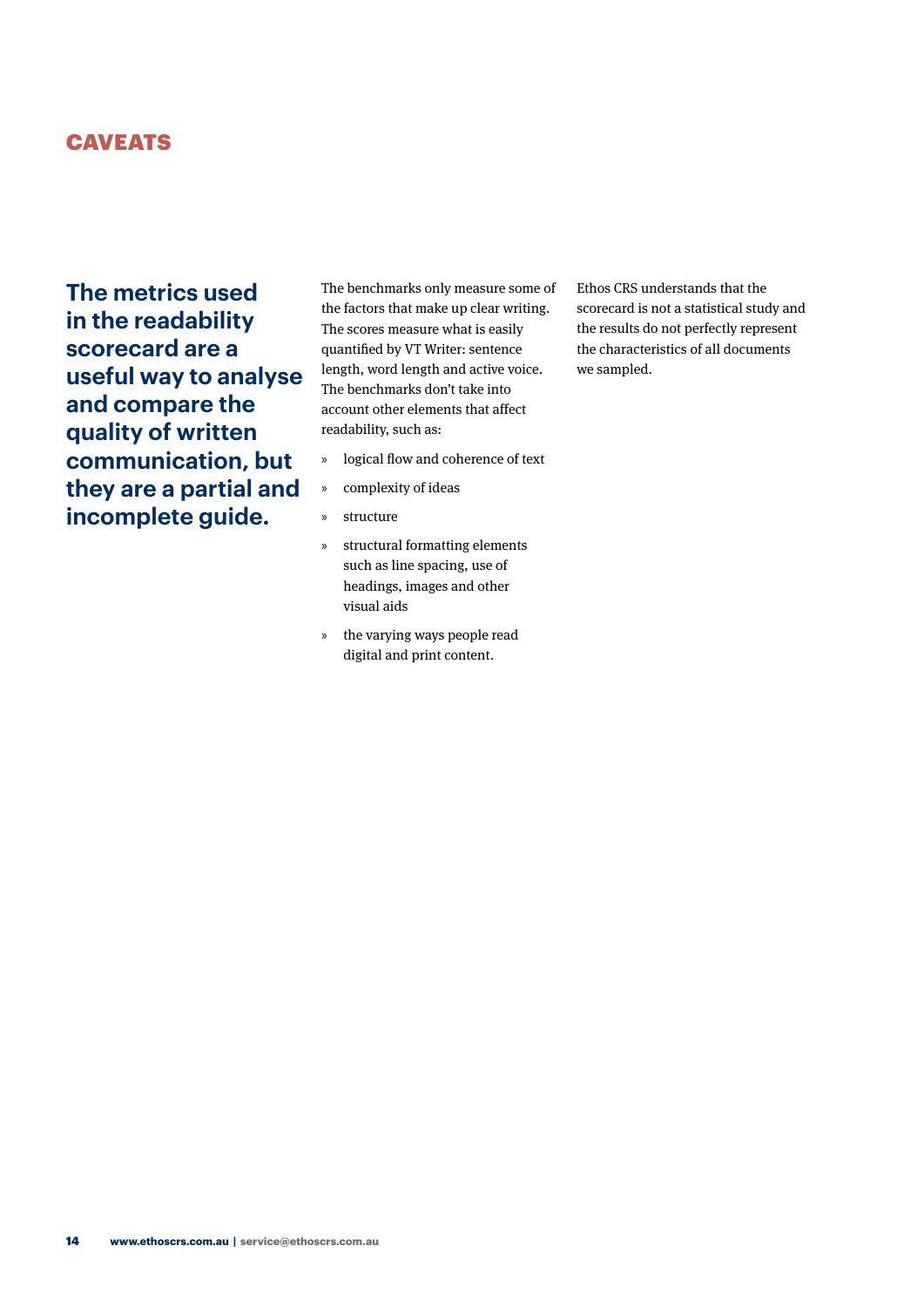## CAVEATS

**The metrics used in the readability scorecard are a useful way to analyse and compare the quality of written communication, but they are a partial and incomplete guide.**

The benchmarks only measure some of the factors that make up clear writing. The scores measure what is easily quantified by VT Writer: sentence length, word length and active voice. The benchmarks don't take into account other elements that affect readability, such as:

- logical flow and coherence of text
- complexity of ideas
- structure
- structural formatting elements such as line spacing, use of headings, images and other visual aids
- the varying ways people read digital and print content.

Ethos CRS understands that the scorecard is not a statistical study and the results do not perfectly represent the characteristics of all documents we sampled.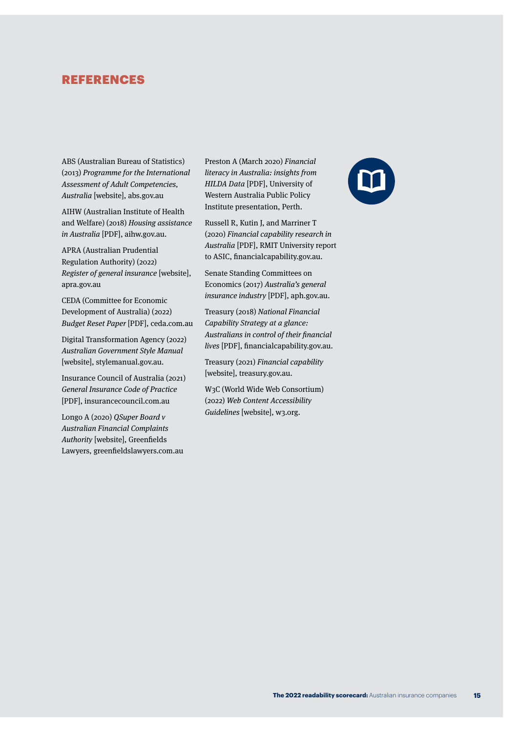## REFERENCES

ABS (Australian Bureau of Statistics) (2013) *Programme for the International Assessment of Adult Competencies, Australia* [website], abs.gov.au

AIHW (Australian Institute of Health and Welfare) (2018) *Housing assistance in Australia* [PDF], aihw.gov.au.

APRA (Australian Prudential Regulation Authority) (2022) *Register of general insurance* [website], apra.gov.au

CEDA (Committee for Economic Development of Australia) (2022) *Budget Reset Paper* [PDF], ceda.com.au

Digital Transformation Agency (2022) *Australian Government Style Manual* [website], stylemanual.gov.au.

Insurance Council of Australia (2021) *General Insurance Code of Practice* [PDF], insurancecouncil.com.au

Longo A (2020) *QSuper Board v Australian Financial Complaints Authority* [website], Greenfields Lawyers, greenfieldslawyers.com.au

Preston A (March 2020) *Financial literacy in Australia: insights from HILDA Data* [PDF], University of Western Australia Public Policy Institute presentation, Perth.

Russell R, Kutin J, and Marriner T (2020) *Financial capability research in Australia* [PDF], RMIT University report to ASIC, financialcapability.gov.au.

Senate Standing Committees on Economics (2017) *Australia's general insurance industry* [PDF], aph.gov.au.

Treasury (2018) *National Financial Capability Strategy at a glance: Australians in control of their financial lives* [PDF], financialcapability.gov.au.

Treasury (2021) *Financial capability* [website], treasury.gov.au.

W3C (World Wide Web Consortium) (2022) *Web Content Accessibility Guidelines* [website], w3.org.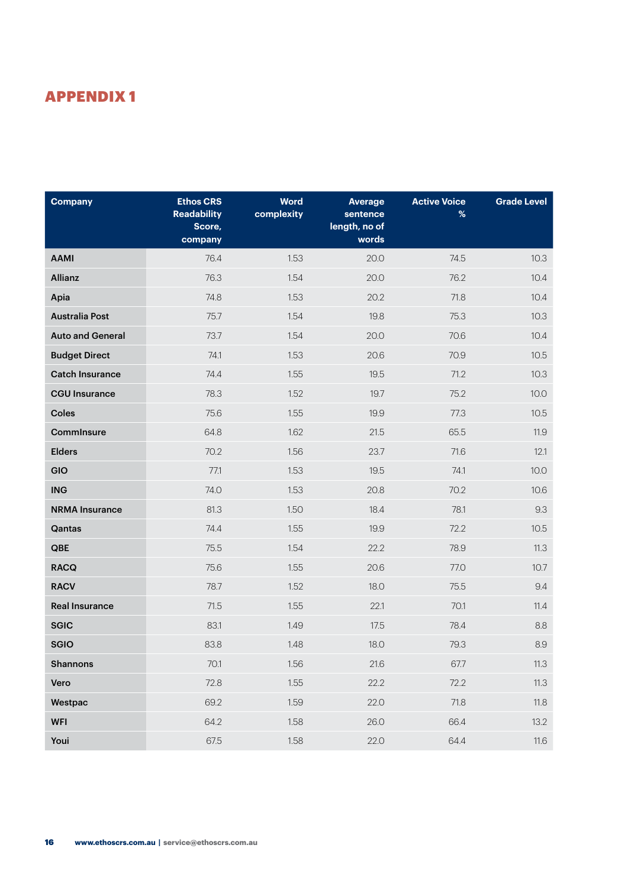# APPENDIX 1

| Company | Ethos CRS Readability Score, company | Word complexity | Average sentence length, no of words | Active Voice % | Grade Level |
|---|---|---|---|---|---|
| AAMI | 76.4 | 1.53 | 20.0 | 74.5 | 10.3 |
| Allianz | 76.3 | 1.54 | 20.0 | 76.2 | 10.4 |
| Apia | 74.8 | 1.53 | 20.2 | 71.8 | 10.4 |
| Australia Post | 75.7 | 1.54 | 19.8 | 75.3 | 10.3 |
| Auto and General | 73.7 | 1.54 | 20.0 | 70.6 | 10.4 |
| Budget Direct | 74.1 | 1.53 | 20.6 | 70.9 | 10.5 |
| Catch Insurance | 74.4 | 1.55 | 19.5 | 71.2 | 10.3 |
| CGU Insurance | 78.3 | 1.52 | 19.7 | 75.2 | 10.0 |
| Coles | 75.6 | 1.55 | 19.9 | 77.3 | 10.5 |
| CommInsure | 64.8 | 1.62 | 21.5 | 65.5 | 11.9 |
| Elders | 70.2 | 1.56 | 23.7 | 71.6 | 12.1 |
| GIO | 77.1 | 1.53 | 19.5 | 74.1 | 10.0 |
| ING | 74.0 | 1.53 | 20.8 | 70.2 | 10.6 |
| NRMA Insurance | 81.3 | 1.50 | 18.4 | 78.1 | 9.3 |
| Qantas | 74.4 | 1.55 | 19.9 | 72.2 | 10.5 |
| QBE | 75.5 | 1.54 | 22.2 | 78.9 | 11.3 |
| RACQ | 75.6 | 1.55 | 20.6 | 77.0 | 10.7 |
| RACV | 78.7 | 1.52 | 18.0 | 75.5 | 9.4 |
| Real Insurance | 71.5 | 1.55 | 22.1 | 70.1 | 11.4 |
| SGIC | 83.1 | 1.49 | 17.5 | 78.4 | 8.8 |
| SGIO | 83.8 | 1.48 | 18.0 | 79.3 | 8.9 |
| Shannons | 70.1 | 1.56 | 21.6 | 67.7 | 11.3 |
| Vero | 72.8 | 1.55 | 22.2 | 72.2 | 11.3 |
| Westpac | 69.2 | 1.59 | 22.0 | 71.8 | 11.8 |
| WFI | 64.2 | 1.58 | 26.0 | 66.4 | 13.2 |
| Youi | 67.5 | 1.58 | 22.0 | 64.4 | 11.6 |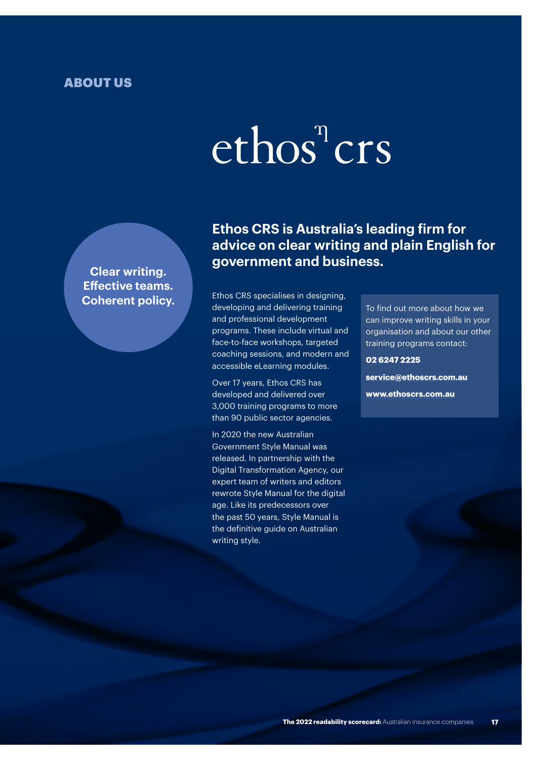## ABOUT US

# ethos crs

**Clear writing. Effective teams. Coherent policy.**

## Ethos CRS is Australia's leading firm for advice on clear writing and plain English for government and business.

Ethos CRS specialises in designing, developing and delivering training and professional development programs. These include virtual and face-to-face workshops, targeted coaching sessions, and modern and accessible eLearning modules.

Over 17 years, Ethos CRS has developed and delivered over 3,000 training programs to more than 90 public sector agencies.

In 2020 the new Australian Government Style Manual was released. In partnership with the Digital Transformation Agency, our expert team of writers and editors rewrote Style Manual for the digital age. Like its predecessors over the past 50 years, Style Manual is the definitive guide on Australian writing style.

To find out more about how we can improve writing skills in your organisation and about our other training programs contact:

**02 6247 2225**

**service@ethoscrs.com.au**

**www.ethoscrs.com.au**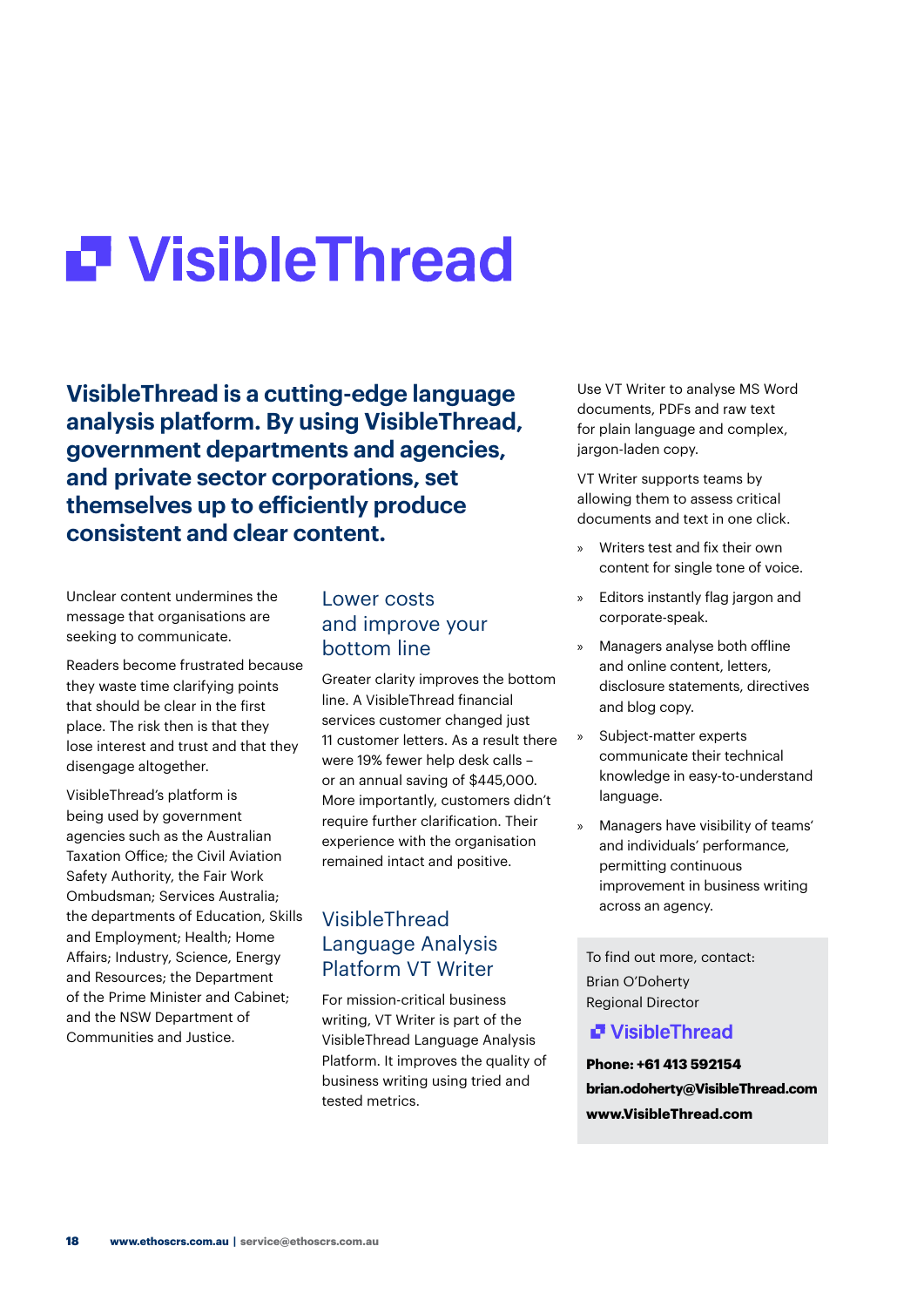# VisibleThread

**VisibleThread is a cutting-edge language analysis platform. By using VisibleThread, government departments and agencies, and private sector corporations, set themselves up to efficiently produce consistent and clear content.**

Unclear content undermines the message that organisations are seeking to communicate.

Readers become frustrated because they waste time clarifying points that should be clear in the first place. The risk then is that they lose interest and trust and that they disengage altogether.

VisibleThread's platform is being used by government agencies such as the Australian Taxation Office; the Civil Aviation Safety Authority, the Fair Work Ombudsman; Services Australia; the departments of Education, Skills and Employment; Health; Home Affairs; Industry, Science, Energy and Resources; the Department of the Prime Minister and Cabinet; and the NSW Department of Communities and Justice.

## Lower costs and improve your bottom line

Greater clarity improves the bottom line. A VisibleThread financial services customer changed just 11 customer letters. As a result there were 19% fewer help desk calls – or an annual saving of $445,000. More importantly, customers didn't require further clarification. Their experience with the organisation remained intact and positive.

## VisibleThread Language Analysis Platform VT Writer

For mission-critical business writing, VT Writer is part of the VisibleThread Language Analysis Platform. It improves the quality of business writing using tried and tested metrics.

Use VT Writer to analyse MS Word documents, PDFs and raw text for plain language and complex, jargon-laden copy.

VT Writer supports teams by allowing them to assess critical documents and text in one click.

- Writers test and fix their own content for single tone of voice.
- Editors instantly flag jargon and corporate-speak.
- Managers analyse both offline and online content, letters, disclosure statements, directives and blog copy.
- Subject-matter experts communicate their technical knowledge in easy-to-understand language.
- Managers have visibility of teams' and individuals' performance, permitting continuous improvement in business writing across an agency.

To find out more, contact:
Brian O'Doherty
Regional Director

VisibleThread

**Phone: +61 413 592154**
**brian.odoherty@VisibleThread.com**
**www.VisibleThread.com**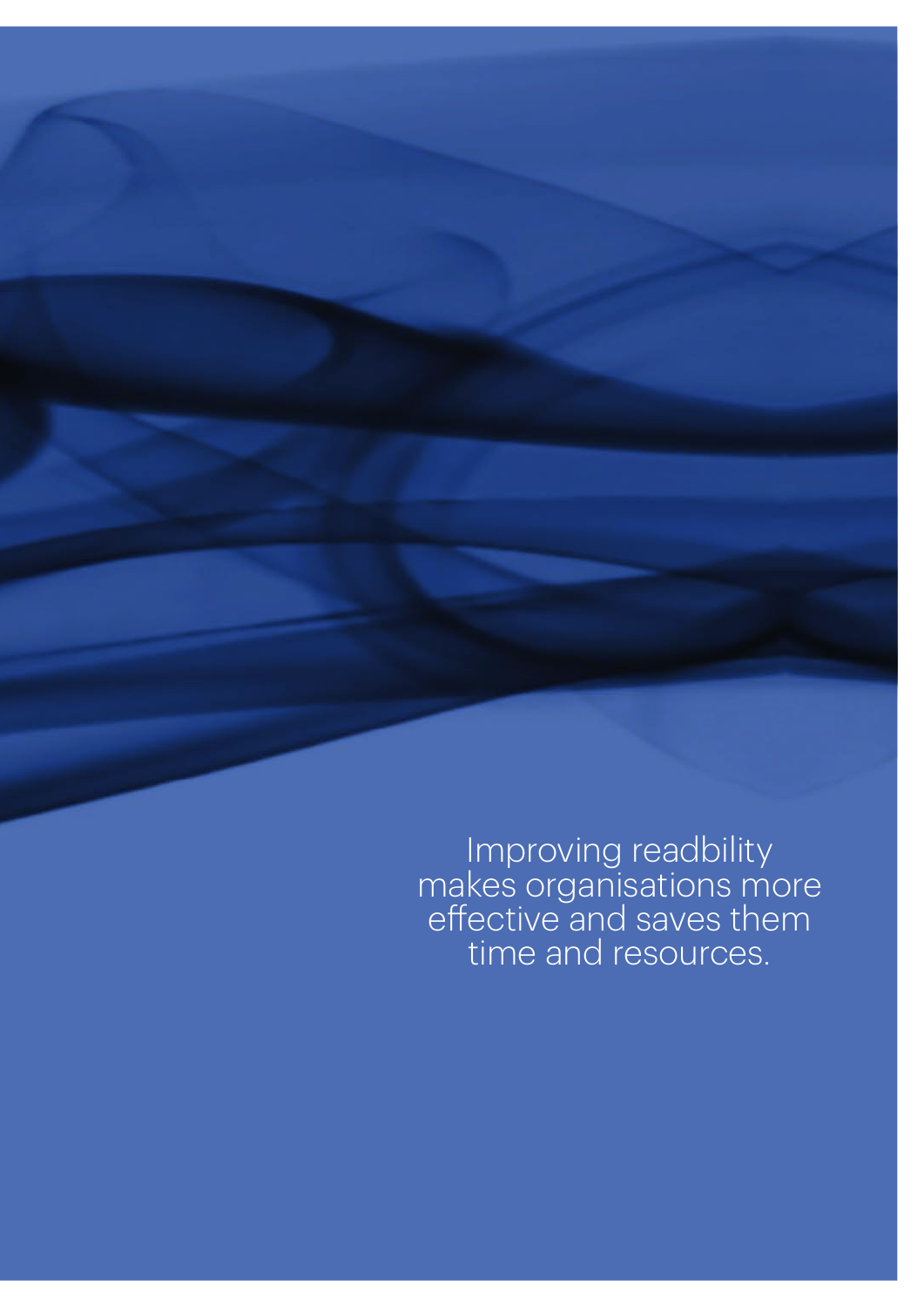Improving readbility makes organisations more effective and saves them time and resources.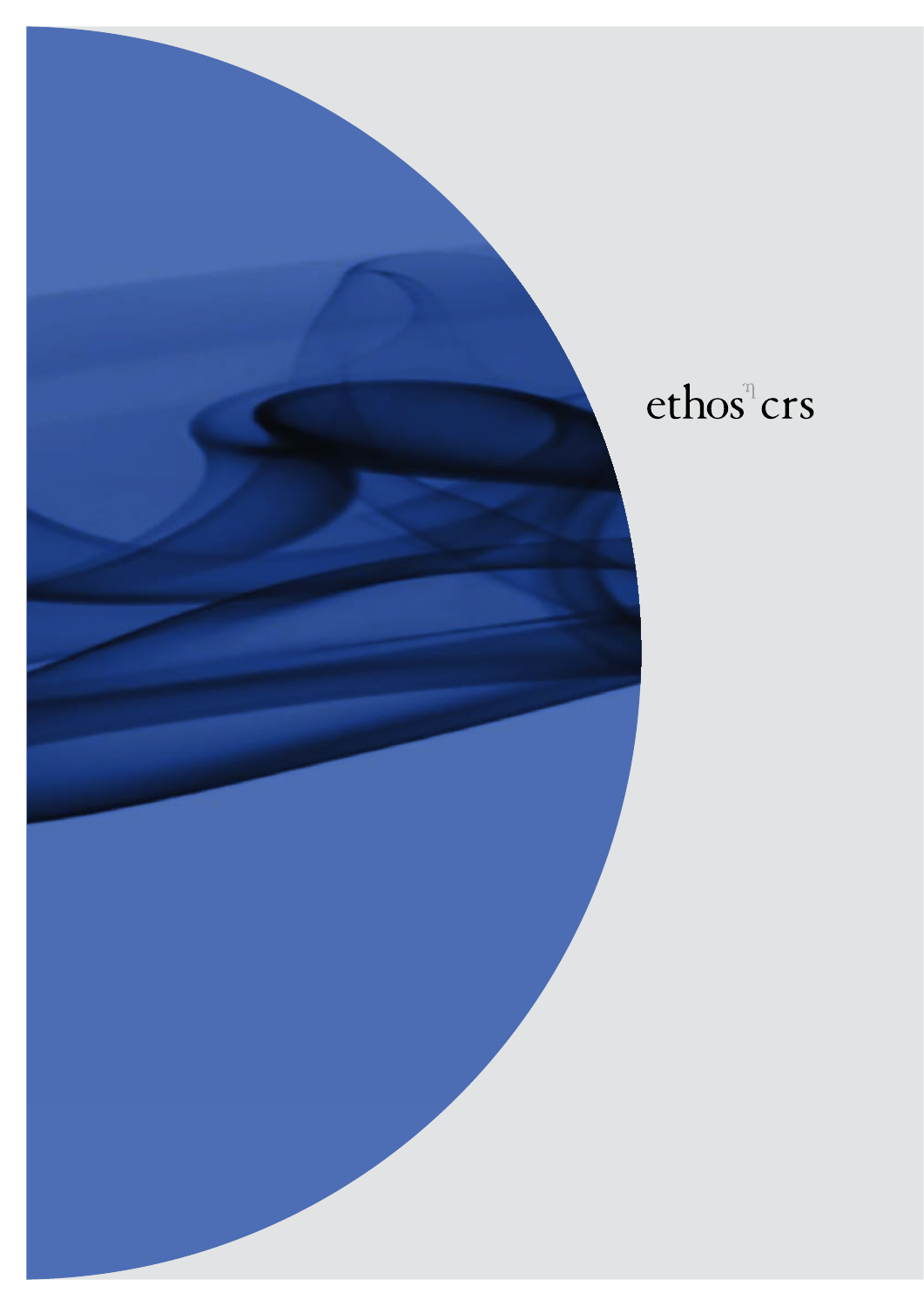ethos η crs